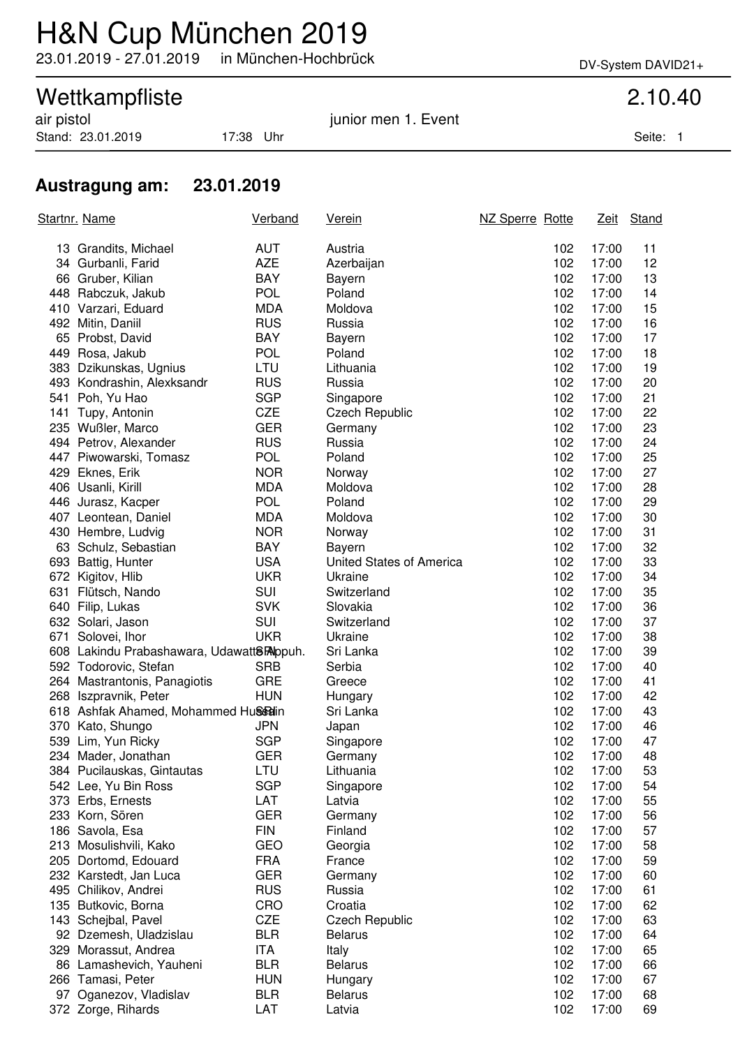# H&N Cup München 2019

23.01.2019 - 27.01.2019 in München-Hochbrück

DV-System DAVID21+

## Wettkampfliste 2.10.40

air pistol junior men 1. Event

Stand: 23.01.2019 17:38 Uhr

### Austragung am: 23.01.2019

| Startnr. | Name | Verband | Verein | NZ Sperre | Rotte | Zeit | Stand |
|---|---|---|---|---|---|---|---|
| 13 | Grandits, Michael | AUT | Austria | | 102 | 17:00 | 11 |
| 34 | Gurbanli, Farid | AZE | Azerbaijan | | 102 | 17:00 | 12 |
| 66 | Gruber, Kilian | BAY | Bayern | | 102 | 17:00 | 13 |
| 448 | Rabczuk, Jakub | POL | Poland | | 102 | 17:00 | 14 |
| 410 | Varzari, Eduard | MDA | Moldova | | 102 | 17:00 | 15 |
| 492 | Mitin, Daniil | RUS | Russia | | 102 | 17:00 | 16 |
| 65 | Probst, David | BAY | Bayern | | 102 | 17:00 | 17 |
| 449 | Rosa, Jakub | POL | Poland | | 102 | 17:00 | 18 |
| 383 | Dzikunskas, Ugnius | LTU | Lithuania | | 102 | 17:00 | 19 |
| 493 | Kondrashin, Alexksandr | RUS | Russia | | 102 | 17:00 | 20 |
| 541 | Poh, Yu Hao | SGP | Singapore | | 102 | 17:00 | 21 |
| 141 | Tupy, Antonin | CZE | Czech Republic | | 102 | 17:00 | 22 |
| 235 | Wußler, Marco | GER | Germany | | 102 | 17:00 | 23 |
| 494 | Petrov, Alexander | RUS | Russia | | 102 | 17:00 | 24 |
| 447 | Piwowarski, Tomasz | POL | Poland | | 102 | 17:00 | 25 |
| 429 | Eknes, Erik | NOR | Norway | | 102 | 17:00 | 27 |
| 406 | Usanli, Kirill | MDA | Moldova | | 102 | 17:00 | 28 |
| 446 | Jurasz, Kacper | POL | Poland | | 102 | 17:00 | 29 |
| 407 | Leontean, Daniel | MDA | Moldova | | 102 | 17:00 | 30 |
| 430 | Hembre, Ludvig | NOR | Norway | | 102 | 17:00 | 31 |
| 63 | Schulz, Sebastian | BAY | Bayern | | 102 | 17:00 | 32 |
| 693 | Battig, Hunter | USA | United States of America | | 102 | 17:00 | 33 |
| 672 | Kigitov, Hlib | UKR | Ukraine | | 102 | 17:00 | 34 |
| 631 | Flütsch, Nando | SUI | Switzerland | | 102 | 17:00 | 35 |
| 640 | Filip, Lukas | SVK | Slovakia | | 102 | 17:00 | 36 |
| 632 | Solari, Jason | SUI | Switzerland | | 102 | 17:00 | 37 |
| 671 | Solovei, Ihor | UKR | Ukraine | | 102 | 17:00 | 38 |
| 608 | Lakindu Prabashawara, Udawatte Appuh. | SRI | Sri Lanka | | 102 | 17:00 | 39 |
| 592 | Todorovic, Stefan | SRB | Serbia | | 102 | 17:00 | 40 |
| 264 | Mastrantonis, Panagiotis | GRE | Greece | | 102 | 17:00 | 41 |
| 268 | Iszpravnik, Peter | HUN | Hungary | | 102 | 17:00 | 42 |
| 618 | Ashfak Ahamed, Mohammed Hussain | SRI | Sri Lanka | | 102 | 17:00 | 43 |
| 370 | Kato, Shungo | JPN | Japan | | 102 | 17:00 | 46 |
| 539 | Lim, Yun Ricky | SGP | Singapore | | 102 | 17:00 | 47 |
| 234 | Mader, Jonathan | GER | Germany | | 102 | 17:00 | 48 |
| 384 | Pucilauskas, Gintautas | LTU | Lithuania | | 102 | 17:00 | 53 |
| 542 | Lee, Yu Bin Ross | SGP | Singapore | | 102 | 17:00 | 54 |
| 373 | Erbs, Ernests | LAT | Latvia | | 102 | 17:00 | 55 |
| 233 | Korn, Sören | GER | Germany | | 102 | 17:00 | 56 |
| 186 | Savola, Esa | FIN | Finland | | 102 | 17:00 | 57 |
| 213 | Mosulishvili, Kako | GEO | Georgia | | 102 | 17:00 | 58 |
| 205 | Dortomd, Edouard | FRA | France | | 102 | 17:00 | 59 |
| 232 | Karstedt, Jan Luca | GER | Germany | | 102 | 17:00 | 60 |
| 495 | Chilikov, Andrei | RUS | Russia | | 102 | 17:00 | 61 |
| 135 | Butkovic, Borna | CRO | Croatia | | 102 | 17:00 | 62 |
| 143 | Schejbal, Pavel | CZE | Czech Republic | | 102 | 17:00 | 63 |
| 92 | Dzemesh, Uladzislau | BLR | Belarus | | 102 | 17:00 | 64 |
| 329 | Morassut, Andrea | ITA | Italy | | 102 | 17:00 | 65 |
| 86 | Lamashevich, Yauheni | BLR | Belarus | | 102 | 17:00 | 66 |
| 266 | Tamasi, Peter | HUN | Hungary | | 102 | 17:00 | 67 |
| 97 | Oganezov, Vladislav | BLR | Belarus | | 102 | 17:00 | 68 |
| 372 | Zorge, Rihards | LAT | Latvia | | 102 | 17:00 | 69 |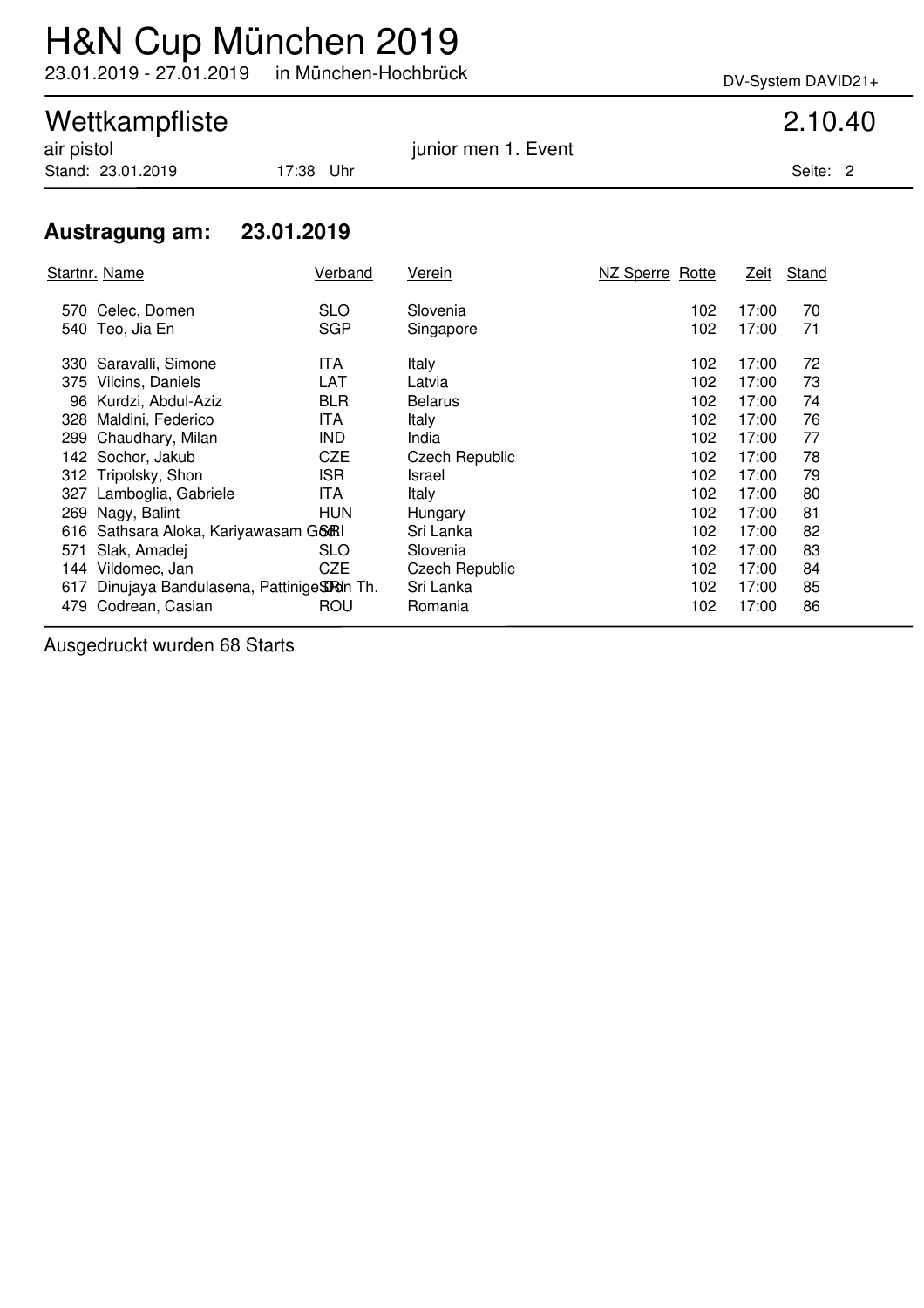# H&N Cup München 2019

23.01.2019 - 27.01.2019 in München-Hochbrück

DV-System DAVID21+

## Wettkampfliste

2.10.40

air pistol junior men 1. Event

Stand: 23.01.2019 17:38 Uhr

### Austragung am: 23.01.2019

| Startnr. | Name | Verband | Verein | NZ Sperre | Rotte | Zeit | Stand |
|---|---|---|---|---|---|---|---|
| 570 | Celec, Domen | SLO | Slovenia | | 102 | 17:00 | 70 |
| 540 | Teo, Jia En | SGP | Singapore | | 102 | 17:00 | 71 |
| 330 | Saravalli, Simone | ITA | Italy | | 102 | 17:00 | 72 |
| 375 | Vilcins, Daniels | LAT | Latvia | | 102 | 17:00 | 73 |
| 96 | Kurdzi, Abdul-Aziz | BLR | Belarus | | 102 | 17:00 | 74 |
| 328 | Maldini, Federico | ITA | Italy | | 102 | 17:00 | 76 |
| 299 | Chaudhary, Milan | IND | India | | 102 | 17:00 | 77 |
| 142 | Sochor, Jakub | CZE | Czech Republic | | 102 | 17:00 | 78 |
| 312 | Tripolsky, Shon | ISR | Israel | | 102 | 17:00 | 79 |
| 327 | Lamboglia, Gabriele | ITA | Italy | | 102 | 17:00 | 80 |
| 269 | Nagy, Balint | HUN | Hungary | | 102 | 17:00 | 81 |
| 616 | Sathsara Aloka, Kariyawasam G. | SRI | Sri Lanka | | 102 | 17:00 | 82 |
| 571 | Slak, Amadej | SLO | Slovenia | | 102 | 17:00 | 83 |
| 144 | Vildomec, Jan | CZE | Czech Republic | | 102 | 17:00 | 84 |
| 617 | Dinujaya Bandulasena, Pattinige Don Th. | SRI | Sri Lanka | | 102 | 17:00 | 85 |
| 479 | Codrean, Casian | ROU | Romania | | 102 | 17:00 | 86 |

Ausgedruckt wurden 68 Starts